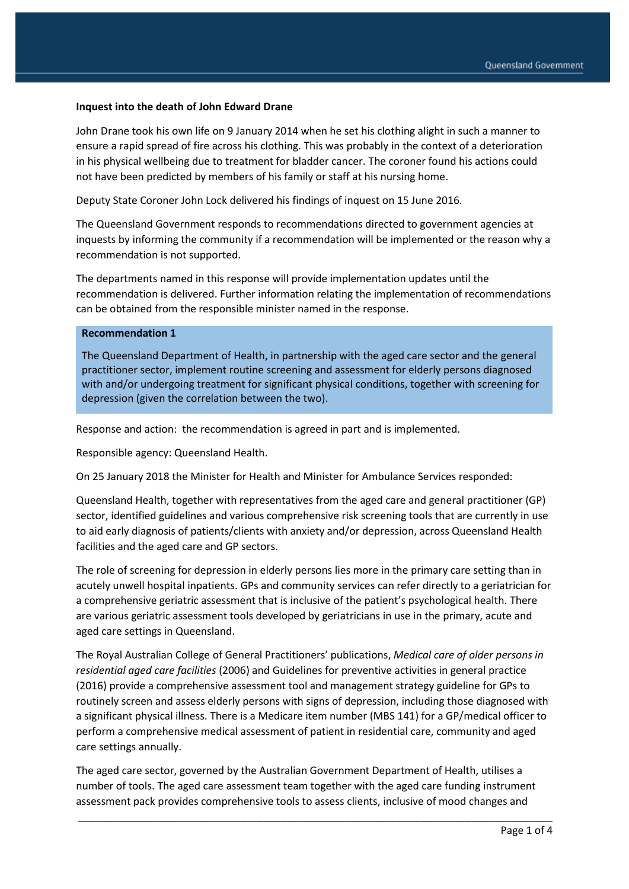**Inquest into the death of John Edward Drane**

John Drane took his own life on 9 January 2014 when he set his clothing alight in such a manner to ensure a rapid spread of fire across his clothing. This was probably in the context of a deterioration in his physical wellbeing due to treatment for bladder cancer. The coroner found his actions could not have been predicted by members of his family or staff at his nursing home.

Deputy State Coroner John Lock delivered his findings of inquest on 15 June 2016.

The Queensland Government responds to recommendations directed to government agencies at inquests by informing the community if a recommendation will be implemented or the reason why a recommendation is not supported.

The departments named in this response will provide implementation updates until the recommendation is delivered. Further information relating the implementation of recommendations can be obtained from the responsible minister named in the response.

**Recommendation 1**

The Queensland Department of Health, in partnership with the aged care sector and the general practitioner sector, implement routine screening and assessment for elderly persons diagnosed with and/or undergoing treatment for significant physical conditions, together with screening for depression (given the correlation between the two).

Response and action: the recommendation is agreed in part and is implemented.

Responsible agency: Queensland Health.

On 25 January 2018 the Minister for Health and Minister for Ambulance Services responded:

Queensland Health, together with representatives from the aged care and general practitioner (GP) sector, identified guidelines and various comprehensive risk screening tools that are currently in use to aid early diagnosis of patients/clients with anxiety and/or depression, across Queensland Health facilities and the aged care and GP sectors.

The role of screening for depression in elderly persons lies more in the primary care setting than in acutely unwell hospital inpatients. GPs and community services can refer directly to a geriatrician for a comprehensive geriatric assessment that is inclusive of the patient's psychological health. There are various geriatric assessment tools developed by geriatricians in use in the primary, acute and aged care settings in Queensland.

The Royal Australian College of General Practitioners' publications, *Medical care of older persons in residential aged care facilities* (2006) and Guidelines for preventive activities in general practice (2016) provide a comprehensive assessment tool and management strategy guideline for GPs to routinely screen and assess elderly persons with signs of depression, including those diagnosed with a significant physical illness. There is a Medicare item number (MBS 141) for a GP/medical officer to perform a comprehensive medical assessment of patient in residential care, community and aged care settings annually.

The aged care sector, governed by the Australian Government Department of Health, utilises a number of tools. The aged care assessment team together with the aged care funding instrument assessment pack provides comprehensive tools to assess clients, inclusive of mood changes and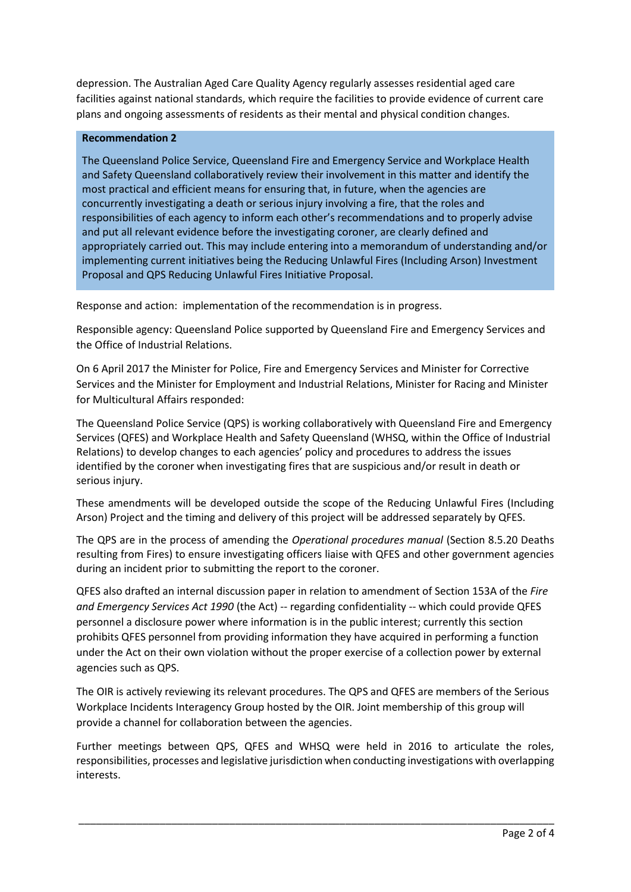depression. The Australian Aged Care Quality Agency regularly assesses residential aged care facilities against national standards, which require the facilities to provide evidence of current care plans and ongoing assessments of residents as their mental and physical condition changes.

> **Recommendation 2**
>
> The Queensland Police Service, Queensland Fire and Emergency Service and Workplace Health and Safety Queensland collaboratively review their involvement in this matter and identify the most practical and efficient means for ensuring that, in future, when the agencies are concurrently investigating a death or serious injury involving a fire, that the roles and responsibilities of each agency to inform each other's recommendations and to properly advise and put all relevant evidence before the investigating coroner, are clearly defined and appropriately carried out. This may include entering into a memorandum of understanding and/or implementing current initiatives being the Reducing Unlawful Fires (Including Arson) Investment Proposal and QPS Reducing Unlawful Fires Initiative Proposal.

Response and action: implementation of the recommendation is in progress.

Responsible agency: Queensland Police supported by Queensland Fire and Emergency Services and the Office of Industrial Relations.

On 6 April 2017 the Minister for Police, Fire and Emergency Services and Minister for Corrective Services and the Minister for Employment and Industrial Relations, Minister for Racing and Minister for Multicultural Affairs responded:

The Queensland Police Service (QPS) is working collaboratively with Queensland Fire and Emergency Services (QFES) and Workplace Health and Safety Queensland (WHSQ, within the Office of Industrial Relations) to develop changes to each agencies' policy and procedures to address the issues identified by the coroner when investigating fires that are suspicious and/or result in death or serious injury.

These amendments will be developed outside the scope of the Reducing Unlawful Fires (Including Arson) Project and the timing and delivery of this project will be addressed separately by QFES.

The QPS are in the process of amending the *Operational procedures manual* (Section 8.5.20 Deaths resulting from Fires) to ensure investigating officers liaise with QFES and other government agencies during an incident prior to submitting the report to the coroner.

QFES also drafted an internal discussion paper in relation to amendment of Section 153A of the *Fire and Emergency Services Act 1990* (the Act) -- regarding confidentiality -- which could provide QFES personnel a disclosure power where information is in the public interest; currently this section prohibits QFES personnel from providing information they have acquired in performing a function under the Act on their own violation without the proper exercise of a collection power by external agencies such as QPS.

The OIR is actively reviewing its relevant procedures. The QPS and QFES are members of the Serious Workplace Incidents Interagency Group hosted by the OIR. Joint membership of this group will provide a channel for collaboration between the agencies.

Further meetings between QPS, QFES and WHSQ were held in 2016 to articulate the roles, responsibilities, processes and legislative jurisdiction when conducting investigations with overlapping interests.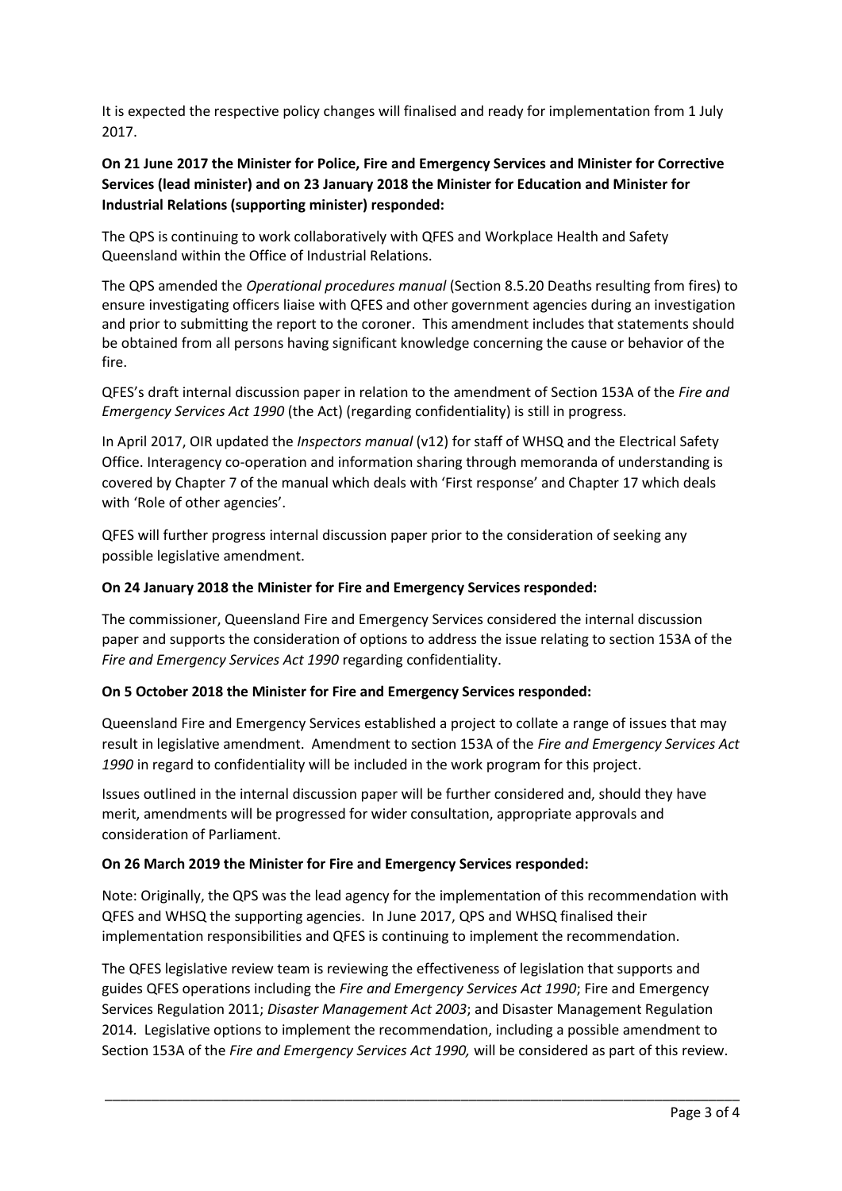It is expected the respective policy changes will finalised and ready for implementation from 1 July 2017.

**On 21 June 2017 the Minister for Police, Fire and Emergency Services and Minister for Corrective Services (lead minister) and on 23 January 2018 the Minister for Education and Minister for Industrial Relations (supporting minister) responded:**

The QPS is continuing to work collaboratively with QFES and Workplace Health and Safety Queensland within the Office of Industrial Relations.

The QPS amended the *Operational procedures manual* (Section 8.5.20 Deaths resulting from fires) to ensure investigating officers liaise with QFES and other government agencies during an investigation and prior to submitting the report to the coroner. This amendment includes that statements should be obtained from all persons having significant knowledge concerning the cause or behavior of the fire.

QFES's draft internal discussion paper in relation to the amendment of Section 153A of the *Fire and Emergency Services Act 1990* (the Act) (regarding confidentiality) is still in progress.

In April 2017, OIR updated the *Inspectors manual* (v12) for staff of WHSQ and the Electrical Safety Office. Interagency co-operation and information sharing through memoranda of understanding is covered by Chapter 7 of the manual which deals with 'First response' and Chapter 17 which deals with 'Role of other agencies'.

QFES will further progress internal discussion paper prior to the consideration of seeking any possible legislative amendment.

**On 24 January 2018 the Minister for Fire and Emergency Services responded:**

The commissioner, Queensland Fire and Emergency Services considered the internal discussion paper and supports the consideration of options to address the issue relating to section 153A of the *Fire and Emergency Services Act 1990* regarding confidentiality.

**On 5 October 2018 the Minister for Fire and Emergency Services responded:**

Queensland Fire and Emergency Services established a project to collate a range of issues that may result in legislative amendment. Amendment to section 153A of the *Fire and Emergency Services Act 1990* in regard to confidentiality will be included in the work program for this project.

Issues outlined in the internal discussion paper will be further considered and, should they have merit, amendments will be progressed for wider consultation, appropriate approvals and consideration of Parliament.

**On 26 March 2019 the Minister for Fire and Emergency Services responded:**

Note: Originally, the QPS was the lead agency for the implementation of this recommendation with QFES and WHSQ the supporting agencies. In June 2017, QPS and WHSQ finalised their implementation responsibilities and QFES is continuing to implement the recommendation.

The QFES legislative review team is reviewing the effectiveness of legislation that supports and guides QFES operations including the *Fire and Emergency Services Act 1990*; Fire and Emergency Services Regulation 2011; *Disaster Management Act 2003*; and Disaster Management Regulation 2014. Legislative options to implement the recommendation, including a possible amendment to Section 153A of the *Fire and Emergency Services Act 1990,* will be considered as part of this review.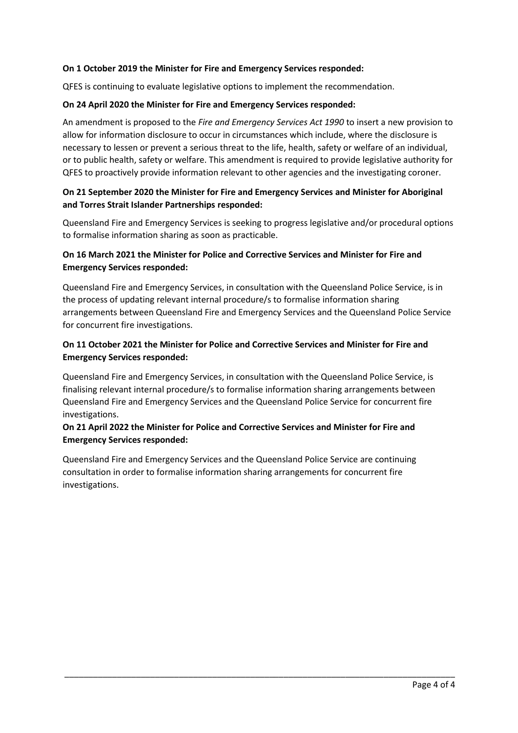**On 1 October 2019 the Minister for Fire and Emergency Services responded:**

QFES is continuing to evaluate legislative options to implement the recommendation.

**On 24 April 2020 the Minister for Fire and Emergency Services responded:**

An amendment is proposed to the *Fire and Emergency Services Act 1990* to insert a new provision to allow for information disclosure to occur in circumstances which include, where the disclosure is necessary to lessen or prevent a serious threat to the life, health, safety or welfare of an individual, or to public health, safety or welfare. This amendment is required to provide legislative authority for QFES to proactively provide information relevant to other agencies and the investigating coroner.

**On 21 September 2020 the Minister for Fire and Emergency Services and Minister for Aboriginal and Torres Strait Islander Partnerships responded:**

Queensland Fire and Emergency Services is seeking to progress legislative and/or procedural options to formalise information sharing as soon as practicable.

**On 16 March 2021 the Minister for Police and Corrective Services and Minister for Fire and Emergency Services responded:**

Queensland Fire and Emergency Services, in consultation with the Queensland Police Service, is in the process of updating relevant internal procedure/s to formalise information sharing arrangements between Queensland Fire and Emergency Services and the Queensland Police Service for concurrent fire investigations.

**On 11 October 2021 the Minister for Police and Corrective Services and Minister for Fire and Emergency Services responded:**

Queensland Fire and Emergency Services, in consultation with the Queensland Police Service, is finalising relevant internal procedure/s to formalise information sharing arrangements between Queensland Fire and Emergency Services and the Queensland Police Service for concurrent fire investigations.

**On 21 April 2022 the Minister for Police and Corrective Services and Minister for Fire and Emergency Services responded:**

Queensland Fire and Emergency Services and the Queensland Police Service are continuing consultation in order to formalise information sharing arrangements for concurrent fire investigations.